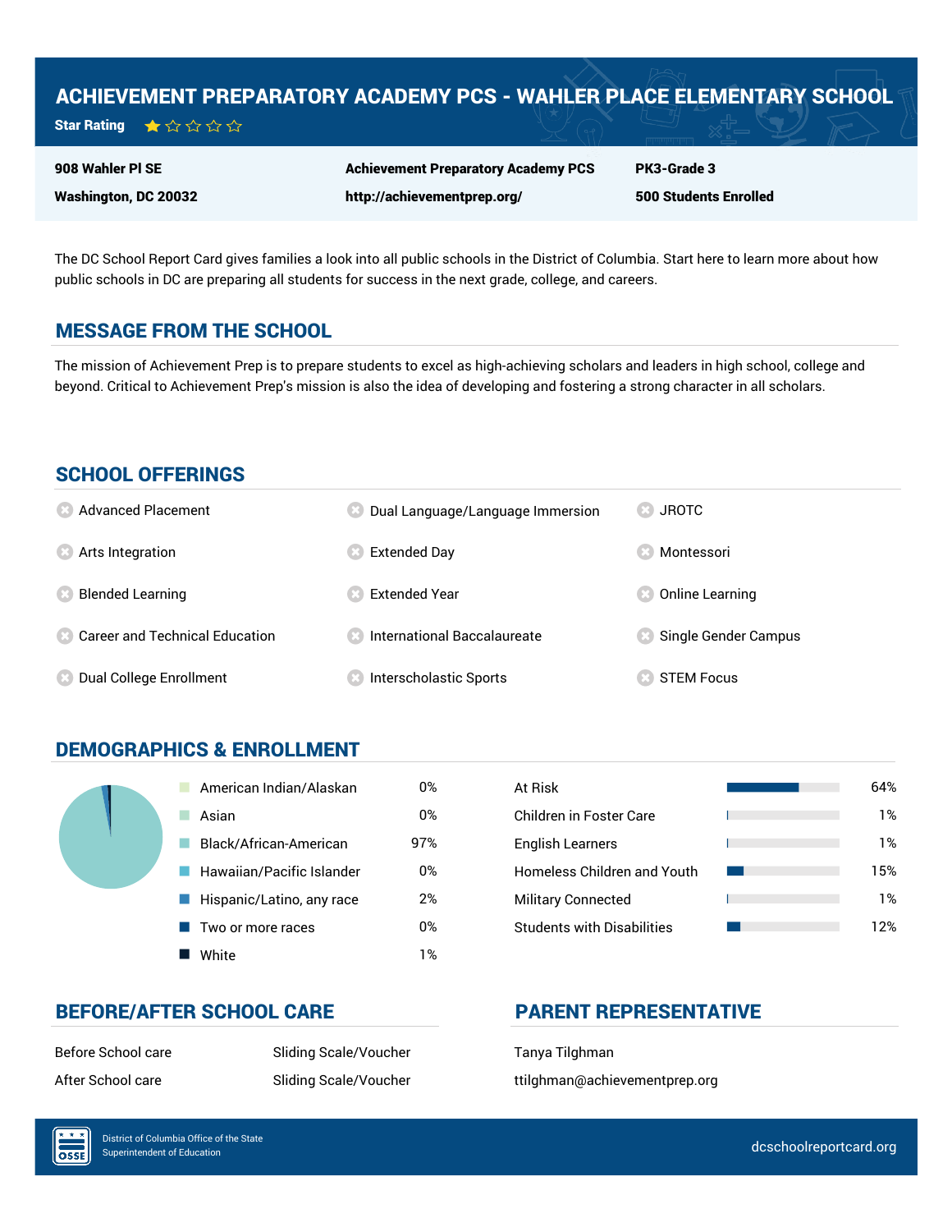# ACHIEVEMENT PREPARATORY ACADEMY PCS - WAHLER PLACE ELEMENTARY SCHOOL

**Star Rating** ★☆☆☆☆

| | | |
|---|---|---|
| **908 Wahler Pl SE** | **Achievement Preparatory Academy PCS** | **PK3-Grade 3** |
| **Washington, DC 20032** | **http://achievementprep.org/** | **500 Students Enrolled** |

The DC School Report Card gives families a look into all public schools in the District of Columbia. Start here to learn more about how public schools in DC are preparing all students for success in the next grade, college, and careers.

## MESSAGE FROM THE SCHOOL

The mission of Achievement Prep is to prepare students to excel as high-achieving scholars and leaders in high school, college and beyond. Critical to Achievement Prep's mission is also the idea of developing and fostering a strong character in all scholars.

## SCHOOL OFFERINGS

- Advanced Placement
- Arts Integration
- Blended Learning
- Career and Technical Education
- Dual College Enrollment
- Dual Language/Language Immersion
- Extended Day
- Extended Year
- International Baccalaureate
- Interscholastic Sports
- JROTC
- Montessori
- Online Learning
- Single Gender Campus
- STEM Focus

## DEMOGRAPHICS & ENROLLMENT

| Race/Ethnicity | Percent |
|---|---|
| American Indian/Alaskan | 0% |
| Asian | 0% |
| Black/African-American | 97% |
| Hawaiian/Pacific Islander | 0% |
| Hispanic/Latino, any race | 2% |
| Two or more races | 0% |
| White | 1% |

| Student Group | Percent |
|---|---|
| At Risk | 64% |
| Children in Foster Care | 1% |
| English Learners | 1% |
| Homeless Children and Youth | 15% |
| Military Connected | 1% |
| Students with Disabilities | 12% |

## BEFORE/AFTER SCHOOL CARE

| | |
|---|---|
| Before School care | Sliding Scale/Voucher |
| After School care | Sliding Scale/Voucher |

## PARENT REPRESENTATIVE

Tanya Tilghman

ttilghman@achievementprep.org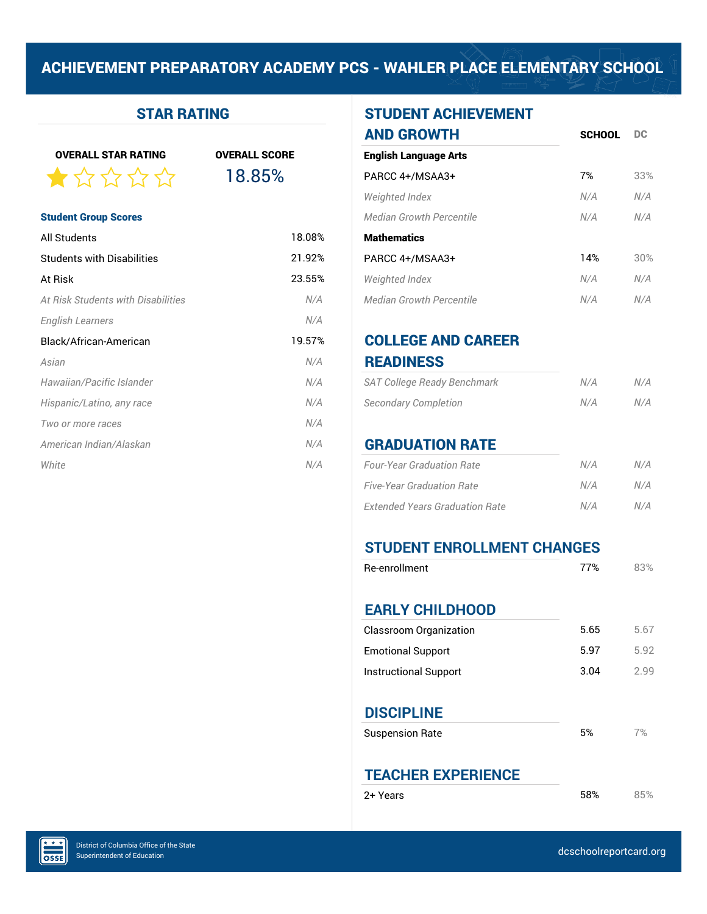# ACHIEVEMENT PREPARATORY ACADEMY PCS - WAHLER PLACE ELEMENTARY SCHOOL

## STAR RATING

**OVERALL STAR RATING**

★☆☆☆☆

**OVERALL SCORE**

18.85%

### Student Group Scores

| | |
|---|---|
| All Students | 18.08% |
| Students with Disabilities | 21.92% |
| At Risk | 23.55% |
| *At Risk Students with Disabilities* | *N/A* |
| *English Learners* | *N/A* |
| Black/African-American | 19.57% |
| *Asian* | *N/A* |
| *Hawaiian/Pacific Islander* | *N/A* |
| *Hispanic/Latino, any race* | *N/A* |
| *Two or more races* | *N/A* |
| *American Indian/Alaskan* | *N/A* |
| *White* | *N/A* |

## STUDENT ACHIEVEMENT AND GROWTH

| | SCHOOL | DC |
|---|---|---|
| **English Language Arts** | | |
| PARCC 4+/MSAA3+ | 7% | 33% |
| *Weighted Index* | *N/A* | *N/A* |
| *Median Growth Percentile* | *N/A* | *N/A* |
| **Mathematics** | | |
| PARCC 4+/MSAA3+ | 14% | 30% |
| *Weighted Index* | *N/A* | *N/A* |
| *Median Growth Percentile* | *N/A* | *N/A* |

## COLLEGE AND CAREER READINESS

| | SCHOOL | DC |
|---|---|---|
| *SAT College Ready Benchmark* | *N/A* | *N/A* |
| *Secondary Completion* | *N/A* | *N/A* |

## GRADUATION RATE

| | SCHOOL | DC |
|---|---|---|
| *Four-Year Graduation Rate* | *N/A* | *N/A* |
| *Five-Year Graduation Rate* | *N/A* | *N/A* |
| *Extended Years Graduation Rate* | *N/A* | *N/A* |

## STUDENT ENROLLMENT CHANGES

| | SCHOOL | DC |
|---|---|---|
| Re-enrollment | 77% | 83% |

## EARLY CHILDHOOD

| | SCHOOL | DC |
|---|---|---|
| Classroom Organization | 5.65 | 5.67 |
| Emotional Support | 5.97 | 5.92 |
| Instructional Support | 3.04 | 2.99 |

## DISCIPLINE

| | SCHOOL | DC |
|---|---|---|
| Suspension Rate | 5% | 7% |

## TEACHER EXPERIENCE

| | SCHOOL | DC |
|---|---|---|
| 2+ Years | 58% | 85% |

District of Columbia Office of the State Superintendent of Education

dcschoolreportcard.org